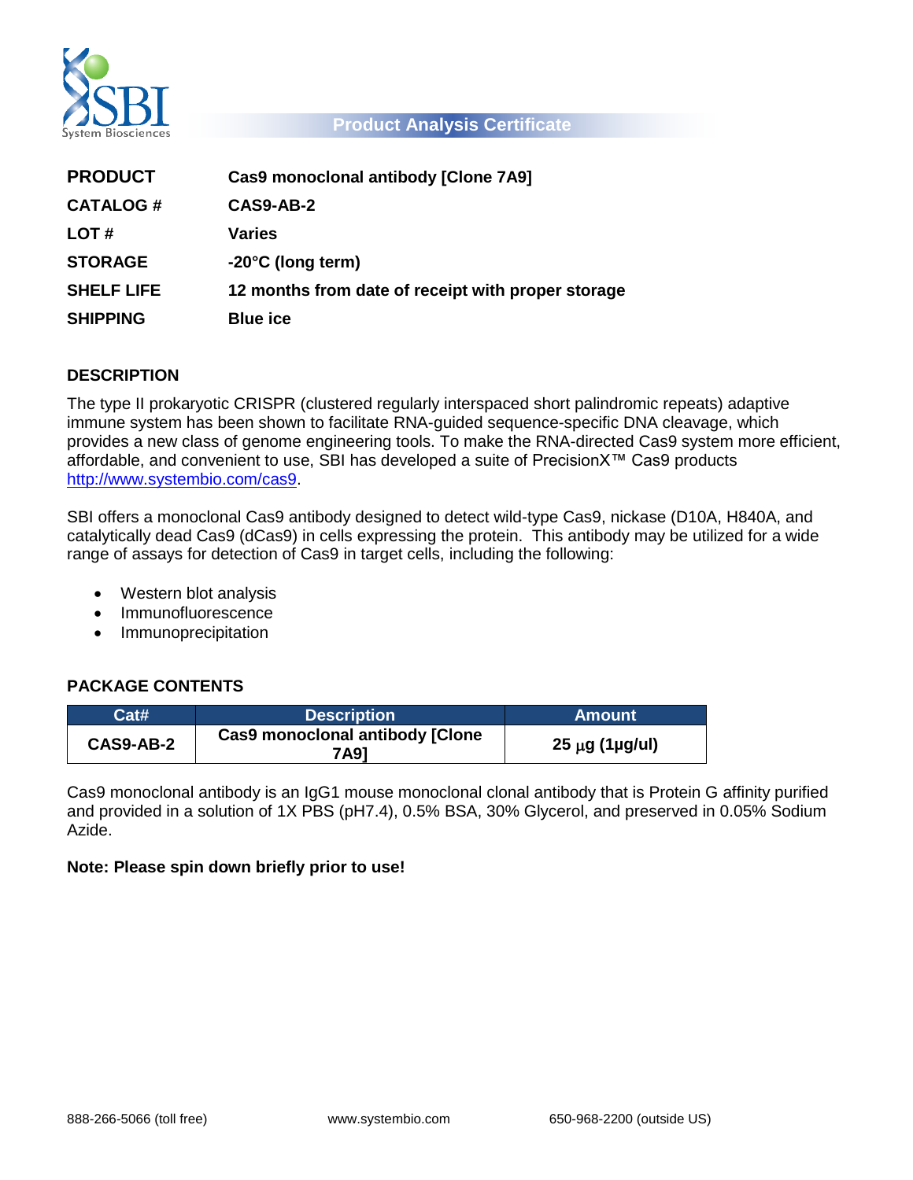# Product Analysis Certificate

| | |
|---|---|
| **PRODUCT** | **Cas9 monoclonal antibody [Clone 7A9]** |
| **CATALOG #** | **CAS9-AB-2** |
| **LOT #** | **Varies** |
| **STORAGE** | **-20°C (long term)** |
| **SHELF LIFE** | **12 months from date of receipt with proper storage** |
| **SHIPPING** | **Blue ice** |

## DESCRIPTION

The type II prokaryotic CRISPR (clustered regularly interspaced short palindromic repeats) adaptive immune system has been shown to facilitate RNA-guided sequence-specific DNA cleavage, which provides a new class of genome engineering tools. To make the RNA-directed Cas9 system more efficient, affordable, and convenient to use, SBI has developed a suite of PrecisionX™ Cas9 products http://www.systembio.com/cas9.

SBI offers a monoclonal Cas9 antibody designed to detect wild-type Cas9, nickase (D10A, H840A, and catalytically dead Cas9 (dCas9) in cells expressing the protein. This antibody may be utilized for a wide range of assays for detection of Cas9 in target cells, including the following:

- Western blot analysis
- Immunofluorescence
- Immunoprecipitation

## PACKAGE CONTENTS

| Cat# | Description | Amount |
|---|---|---|
| **CAS9-AB-2** | **Cas9 monoclonal antibody [Clone 7A9]** | **25 µg (1µg/ul)** |

Cas9 monoclonal antibody is an IgG1 mouse monoclonal clonal antibody that is Protein G affinity purified and provided in a solution of 1X PBS (pH7.4), 0.5% BSA, 30% Glycerol, and preserved in 0.05% Sodium Azide.

**Note: Please spin down briefly prior to use!**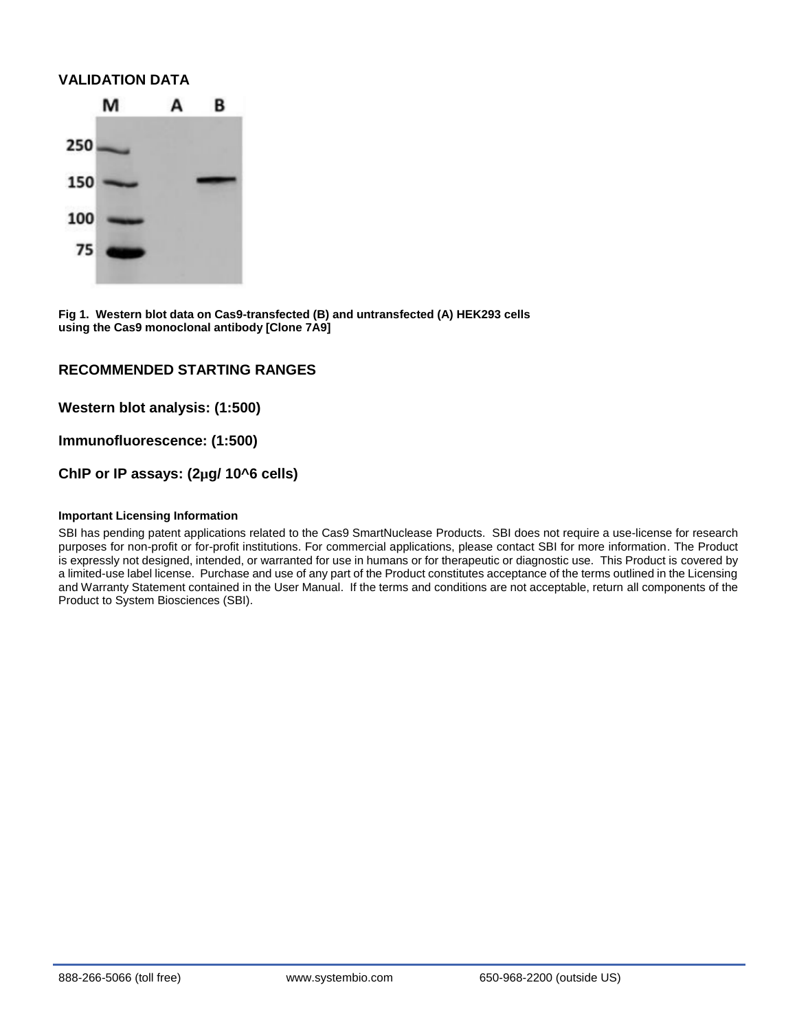## VALIDATION DATA

M A B

250

150

100

75

**Fig 1. Western blot data on Cas9-transfected (B) and untransfected (A) HEK293 cells using the Cas9 monoclonal antibody [Clone 7A9]**

## RECOMMENDED STARTING RANGES

### Western blot analysis: (1:500)

### Immunofluorescence: (1:500)

### ChIP or IP assays: (2µg/ 10^6 cells)

**Important Licensing Information**

SBI has pending patent applications related to the Cas9 SmartNuclease Products. SBI does not require a use-license for research purposes for non-profit or for-profit institutions. For commercial applications, please contact SBI for more information. The Product is expressly not designed, intended, or warranted for use in humans or for therapeutic or diagnostic use. This Product is covered by a limited-use label license. Purchase and use of any part of the Product constitutes acceptance of the terms outlined in the Licensing and Warranty Statement contained in the User Manual. If the terms and conditions are not acceptable, return all components of the Product to System Biosciences (SBI).